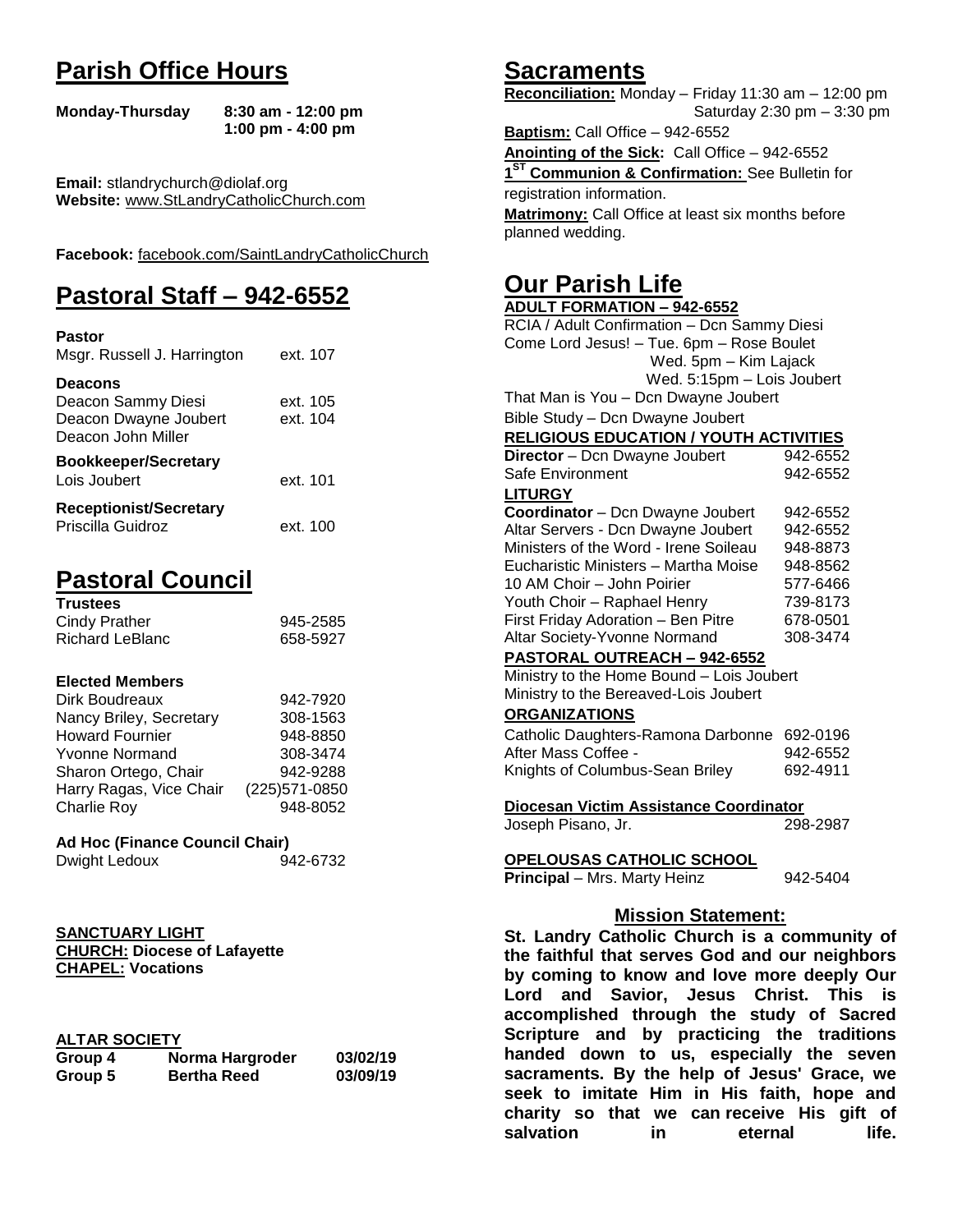# Parish Office Hours

**Monday-Thursday 8:30 am - 12:00 pm**
**1:00 pm - 4:00 pm**

**Email:** stlandrychurch@diolaf.org
**Website:** www.StLandryCatholicChurch.com

**Facebook:** facebook.com/SaintLandryCatholicChurch

# Pastoral Staff – 942-6552

**Pastor**

| | |
|---|---|
| Msgr. Russell J. Harrington | ext. 107 |

**Deacons**

| | |
|---|---|
| Deacon Sammy Diesi | ext. 105 |
| Deacon Dwayne Joubert | ext. 104 |
| Deacon John Miller | |

**Bookkeeper/Secretary**

| | |
|---|---|
| Lois Joubert | ext. 101 |

**Receptionist/Secretary**

| | |
|---|---|
| Priscilla Guidroz | ext. 100 |

# Pastoral Council

**Trustees**

| | |
|---|---|
| Cindy Prather | 945-2585 |
| Richard LeBlanc | 658-5927 |

**Elected Members**

| | |
|---|---|
| Dirk Boudreaux | 942-7920 |
| Nancy Briley, Secretary | 308-1563 |
| Howard Fournier | 948-8850 |
| Yvonne Normand | 308-3474 |
| Sharon Ortego, Chair | 942-9288 |
| Harry Ragas, Vice Chair | (225)571-0850 |
| Charlie Roy | 948-8052 |

**Ad Hoc (Finance Council Chair)**

| | |
|---|---|
| Dwight Ledoux | 942-6732 |

**SANCTUARY LIGHT**
**CHURCH: Diocese of Lafayette**
**CHAPEL: Vocations**

**ALTAR SOCIETY**

| | | |
|---|---|---|
| **Group 4** | **Norma Hargroder** | **03/02/19** |
| **Group 5** | **Bertha Reed** | **03/09/19** |

# Sacraments

**Reconciliation:** Monday – Friday 11:30 am – 12:00 pm
Saturday 2:30 pm – 3:30 pm

**Baptism:** Call Office – 942-6552

**Anointing of the Sick:** Call Office – 942-6552

**1ST Communion & Confirmation:** See Bulletin for registration information.

**Matrimony:** Call Office at least six months before planned wedding.

# Our Parish Life

**ADULT FORMATION – 942-6552**

RCIA / Adult Confirmation – Dcn Sammy Diesi
Come Lord Jesus! – Tue. 6pm – Rose Boulet
Wed. 5pm – Kim Lajack
Wed. 5:15pm – Lois Joubert
That Man is You – Dcn Dwayne Joubert
Bible Study – Dcn Dwayne Joubert

**RELIGIOUS EDUCATION / YOUTH ACTIVITIES**

| | |
|---|---|
| **Director** – Dcn Dwayne Joubert | 942-6552 |
| Safe Environment | 942-6552 |

**LITURGY**

| | |
|---|---|
| **Coordinator** – Dcn Dwayne Joubert | 942-6552 |
| Altar Servers - Dcn Dwayne Joubert | 942-6552 |
| Ministers of the Word - Irene Soileau | 948-8873 |
| Eucharistic Ministers – Martha Moise | 948-8562 |
| 10 AM Choir – John Poirier | 577-6466 |
| Youth Choir – Raphael Henry | 739-8173 |
| First Friday Adoration – Ben Pitre | 678-0501 |
| Altar Society-Yvonne Normand | 308-3474 |

**PASTORAL OUTREACH – 942-6552**

Ministry to the Home Bound – Lois Joubert
Ministry to the Bereaved-Lois Joubert

**ORGANIZATIONS**

| | |
|---|---|
| Catholic Daughters-Ramona Darbonne | 692-0196 |
| After Mass Coffee - | 942-6552 |
| Knights of Columbus-Sean Briley | 692-4911 |

**Diocesan Victim Assistance Coordinator**

| | |
|---|---|
| Joseph Pisano, Jr. | 298-2987 |

**OPELOUSAS CATHOLIC SCHOOL**

| | |
|---|---|
| **Principal** – Mrs. Marty Heinz | 942-5404 |

## Mission Statement:

**St. Landry Catholic Church is a community of the faithful that serves God and our neighbors by coming to know and love more deeply Our Lord and Savior, Jesus Christ. This is accomplished through the study of Sacred Scripture and by practicing the traditions handed down to us, especially the seven sacraments. By the help of Jesus' Grace, we seek to imitate Him in His faith, hope and charity so that we can receive His gift of salvation in eternal life.**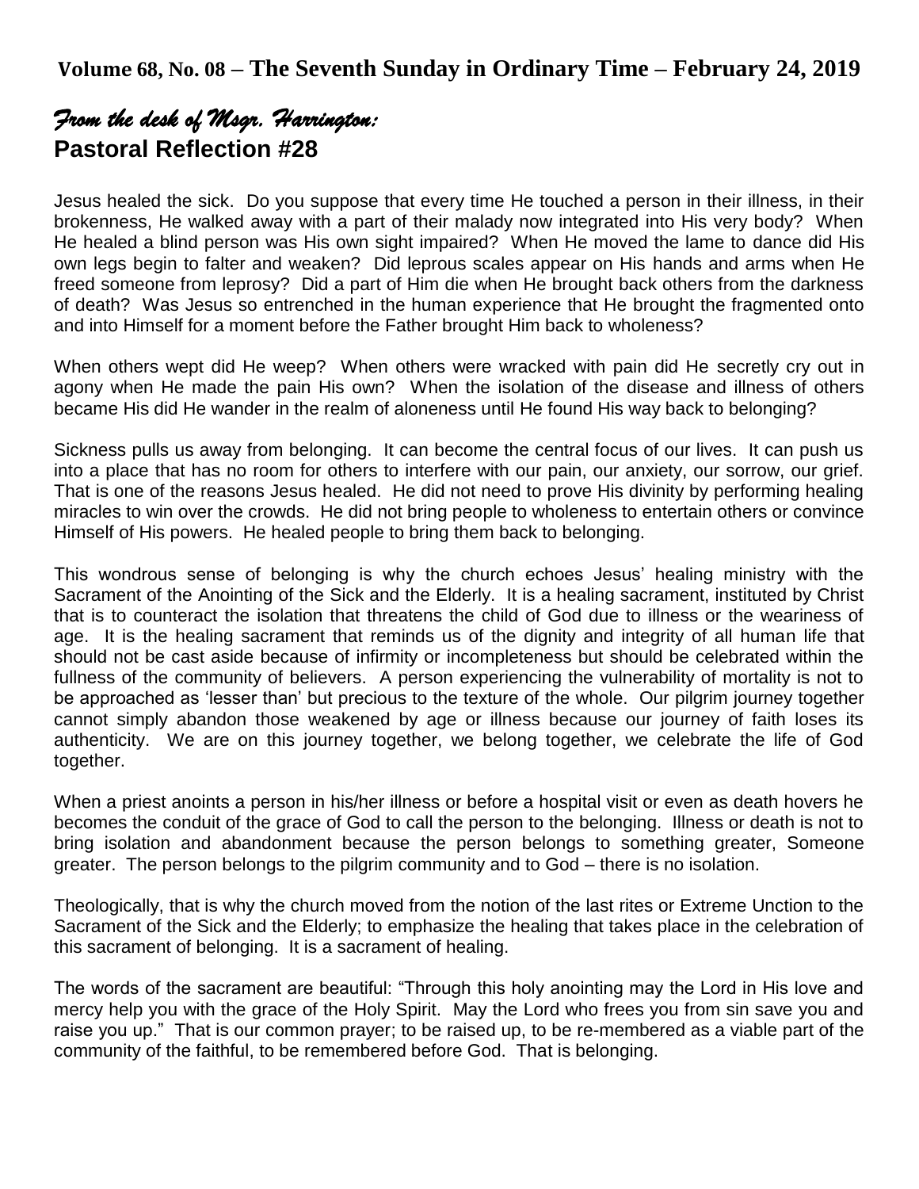**Volume 68, No. 08 – The Seventh Sunday in Ordinary Time – February 24, 2019**

*From the desk of Msgr. Harrington:*

## Pastoral Reflection #28

Jesus healed the sick. Do you suppose that every time He touched a person in their illness, in their brokenness, He walked away with a part of their malady now integrated into His very body? When He healed a blind person was His own sight impaired? When He moved the lame to dance did His own legs begin to falter and weaken? Did leprous scales appear on His hands and arms when He freed someone from leprosy? Did a part of Him die when He brought back others from the darkness of death? Was Jesus so entrenched in the human experience that He brought the fragmented onto and into Himself for a moment before the Father brought Him back to wholeness?

When others wept did He weep? When others were wracked with pain did He secretly cry out in agony when He made the pain His own? When the isolation of the disease and illness of others became His did He wander in the realm of aloneness until He found His way back to belonging?

Sickness pulls us away from belonging. It can become the central focus of our lives. It can push us into a place that has no room for others to interfere with our pain, our anxiety, our sorrow, our grief. That is one of the reasons Jesus healed. He did not need to prove His divinity by performing healing miracles to win over the crowds. He did not bring people to wholeness to entertain others or convince Himself of His powers. He healed people to bring them back to belonging.

This wondrous sense of belonging is why the church echoes Jesus' healing ministry with the Sacrament of the Anointing of the Sick and the Elderly. It is a healing sacrament, instituted by Christ that is to counteract the isolation that threatens the child of God due to illness or the weariness of age. It is the healing sacrament that reminds us of the dignity and integrity of all human life that should not be cast aside because of infirmity or incompleteness but should be celebrated within the fullness of the community of believers. A person experiencing the vulnerability of mortality is not to be approached as 'lesser than' but precious to the texture of the whole. Our pilgrim journey together cannot simply abandon those weakened by age or illness because our journey of faith loses its authenticity. We are on this journey together, we belong together, we celebrate the life of God together.

When a priest anoints a person in his/her illness or before a hospital visit or even as death hovers he becomes the conduit of the grace of God to call the person to the belonging. Illness or death is not to bring isolation and abandonment because the person belongs to something greater, Someone greater. The person belongs to the pilgrim community and to God – there is no isolation.

Theologically, that is why the church moved from the notion of the last rites or Extreme Unction to the Sacrament of the Sick and the Elderly; to emphasize the healing that takes place in the celebration of this sacrament of belonging. It is a sacrament of healing.

The words of the sacrament are beautiful: "Through this holy anointing may the Lord in His love and mercy help you with the grace of the Holy Spirit. May the Lord who frees you from sin save you and raise you up." That is our common prayer; to be raised up, to be re-membered as a viable part of the community of the faithful, to be remembered before God. That is belonging.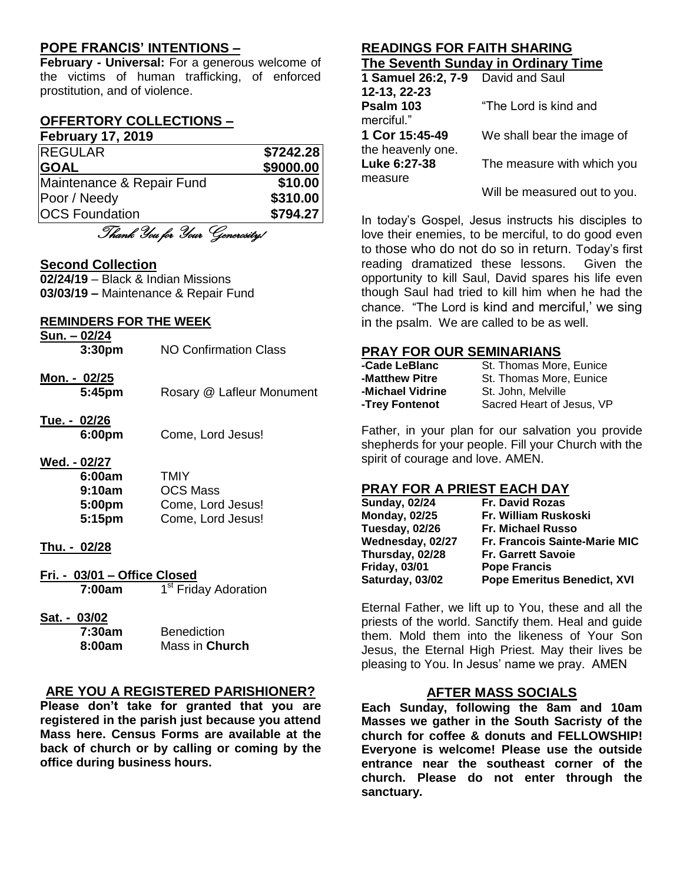## POPE FRANCIS' INTENTIONS –

**February - Universal:** For a generous welcome of the victims of human trafficking, of enforced prostitution, and of violence.

## OFFERTORY COLLECTIONS –

**February 17, 2019**

| REGULAR | $7242.28 |
|---|---|
| **GOAL** | **$9000.00** |
| Maintenance & Repair Fund | **$10.00** |
| Poor / Needy | **$310.00** |
| OCS Foundation | **$794.27** |

*Thank You for Your Generosity!*

## Second Collection

**02/24/19** – Black & Indian Missions
**03/03/19 –** Maintenance & Repair Fund

## REMINDERS FOR THE WEEK

**Sun. – 02/24**
**3:30pm** NO Confirmation Class

**Mon. - 02/25**
**5:45pm** Rosary @ Lafleur Monument

**Tue. - 02/26**
**6:00pm** Come, Lord Jesus!

**Wed. - 02/27**
**6:00am** TMIY
**9:10am** OCS Mass
**5:00pm** Come, Lord Jesus!
**5:15pm** Come, Lord Jesus!

**Thu. - 02/28**

**Fri. - 03/01 – Office Closed**
**7:00am** 1st Friday Adoration

**Sat. - 03/02**
**7:30am** Benediction
**8:00am** Mass in **Church**

## ARE YOU A REGISTERED PARISHIONER?

**Please don't take for granted that you are registered in the parish just because you attend Mass here. Census Forms are available at the back of church or by calling or coming by the office during business hours.**

## READINGS FOR FAITH SHARING

**The Seventh Sunday in Ordinary Time**

**1 Samuel 26:2, 7-9 12-13, 22-23** David and Saul
**Psalm 103** "The Lord is kind and merciful."
**1 Cor 15:45-49** We shall bear the image of the heavenly one.
**Luke 6:27-38** The measure with which you measure Will be measured out to you.

In today's Gospel, Jesus instructs his disciples to love their enemies, to be merciful, to do good even to those who do not do so in return. Today's first reading dramatized these lessons. Given the opportunity to kill Saul, David spares his life even though Saul had tried to kill him when he had the chance. "The Lord is kind and merciful,' we sing in the psalm. We are called to be as well.

## PRAY FOR OUR SEMINARIANS

**-Cade LeBlanc** St. Thomas More, Eunice
**-Matthew Pitre** St. Thomas More, Eunice
**-Michael Vidrine** St. John, Melville
**-Trey Fontenot** Sacred Heart of Jesus, VP

Father, in your plan for our salvation you provide shepherds for your people. Fill your Church with the spirit of courage and love. AMEN.

## PRAY FOR A PRIEST EACH DAY

**Sunday, 02/24** **Fr. David Rozas**
**Monday, 02/25** **Fr. William Ruskoski**
**Tuesday, 02/26** **Fr. Michael Russo**
**Wednesday, 02/27** **Fr. Francois Sainte-Marie MIC**
**Thursday, 02/28** **Fr. Garrett Savoie**
**Friday, 03/01** **Pope Francis**
**Saturday, 03/02** **Pope Emeritus Benedict, XVI**

Eternal Father, we lift up to You, these and all the priests of the world. Sanctify them. Heal and guide them. Mold them into the likeness of Your Son Jesus, the Eternal High Priest. May their lives be pleasing to You. In Jesus' name we pray. AMEN

## AFTER MASS SOCIALS

**Each Sunday, following the 8am and 10am Masses we gather in the South Sacristy of the church for coffee & donuts and FELLOWSHIP! Everyone is welcome! Please use the outside entrance near the southeast corner of the church. Please do not enter through the sanctuary.**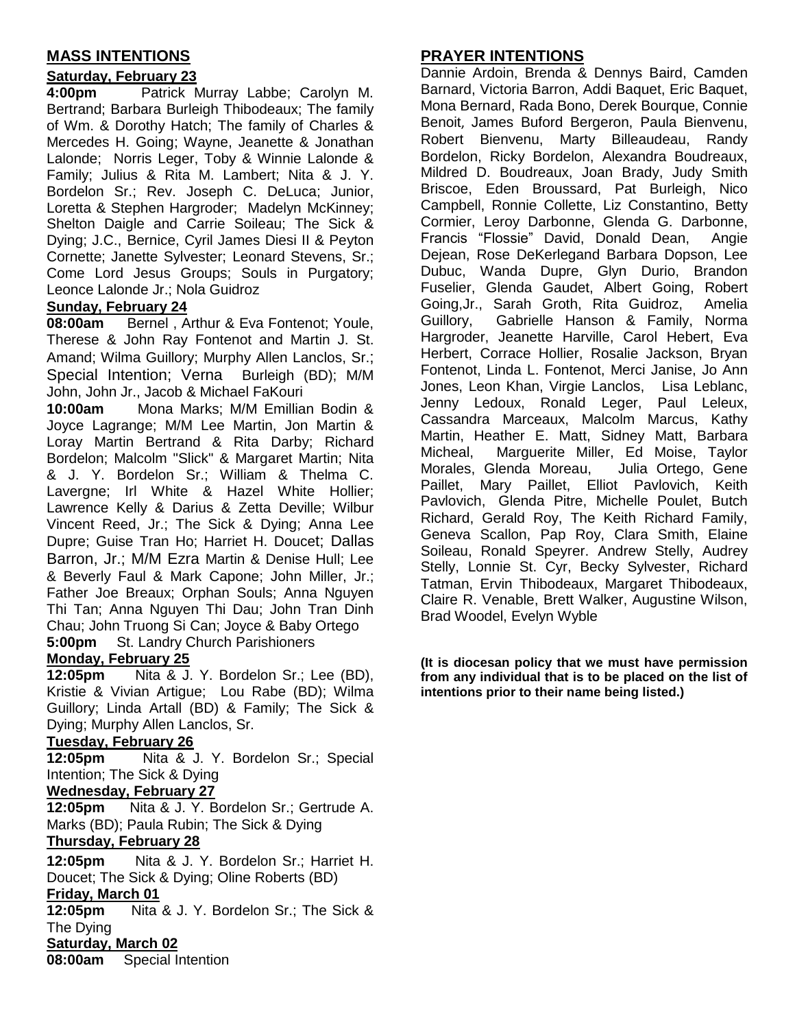## MASS INTENTIONS

### Saturday, February 23

**4:00pm** Patrick Murray Labbe; Carolyn M. Bertrand; Barbara Burleigh Thibodeaux; The family of Wm. & Dorothy Hatch; The family of Charles & Mercedes H. Going; Wayne, Jeanette & Jonathan Lalonde; Norris Leger, Toby & Winnie Lalonde & Family; Julius & Rita M. Lambert; Nita & J. Y. Bordelon Sr.; Rev. Joseph C. DeLuca; Junior, Loretta & Stephen Hargroder; Madelyn McKinney; Shelton Daigle and Carrie Soileau; The Sick & Dying; J.C., Bernice, Cyril James Diesi II & Peyton Cornette; Janette Sylvester; Leonard Stevens, Sr.; Come Lord Jesus Groups; Souls in Purgatory; Leonce Lalonde Jr.; Nola Guidroz

### Sunday, February 24

**08:00am** Bernel , Arthur & Eva Fontenot; Youle, Therese & John Ray Fontenot and Martin J. St. Amand; Wilma Guillory; Murphy Allen Lanclos, Sr.; Special Intention; Verna Burleigh (BD); M/M John, John Jr., Jacob & Michael FaKouri

**10:00am** Mona Marks; M/M Emillian Bodin & Joyce Lagrange; M/M Lee Martin, Jon Martin & Loray Martin Bertrand & Rita Darby; Richard Bordelon; Malcolm "Slick" & Margaret Martin; Nita & J. Y. Bordelon Sr.; William & Thelma C. Lavergne; Irl White & Hazel White Hollier; Lawrence Kelly & Darius & Zetta Deville; Wilbur Vincent Reed, Jr.; The Sick & Dying; Anna Lee Dupre; Guise Tran Ho; Harriet H. Doucet; Dallas Barron, Jr.; M/M Ezra Martin & Denise Hull; Lee & Beverly Faul & Mark Capone; John Miller, Jr.; Father Joe Breaux; Orphan Souls; Anna Nguyen Thi Tan; Anna Nguyen Thi Dau; John Tran Dinh Chau; John Truong Si Can; Joyce & Baby Ortego

**5:00pm** St. Landry Church Parishioners

### Monday, February 25

**12:05pm** Nita & J. Y. Bordelon Sr.; Lee (BD), Kristie & Vivian Artigue; Lou Rabe (BD); Wilma Guillory; Linda Artall (BD) & Family; The Sick & Dying; Murphy Allen Lanclos, Sr.

### Tuesday, February 26

**12:05pm** Nita & J. Y. Bordelon Sr.; Special Intention; The Sick & Dying

### Wednesday, February 27

**12:05pm** Nita & J. Y. Bordelon Sr.; Gertrude A. Marks (BD); Paula Rubin; The Sick & Dying

### Thursday, February 28

**12:05pm** Nita & J. Y. Bordelon Sr.; Harriet H. Doucet; The Sick & Dying; Oline Roberts (BD)

### Friday, March 01

**12:05pm** Nita & J. Y. Bordelon Sr.; The Sick & The Dying

### Saturday, March 02

**08:00am** Special Intention

## PRAYER INTENTIONS

Dannie Ardoin, Brenda & Dennys Baird, Camden Barnard, Victoria Barron, Addi Baquet, Eric Baquet, Mona Bernard, Rada Bono, Derek Bourque, Connie Benoit, James Buford Bergeron, Paula Bienvenu, Robert Bienvenu, Marty Billeaudeau, Randy Bordelon, Ricky Bordelon, Alexandra Boudreaux, Mildred D. Boudreaux, Joan Brady, Judy Smith Briscoe, Eden Broussard, Pat Burleigh, Nico Campbell, Ronnie Collette, Liz Constantino, Betty Cormier, Leroy Darbonne, Glenda G. Darbonne, Francis "Flossie" David, Donald Dean, Angie Dejean, Rose DeKerlegand Barbara Dopson, Lee Dubuc, Wanda Dupre, Glyn Durio, Brandon Fuselier, Glenda Gaudet, Albert Going, Robert Going,Jr., Sarah Groth, Rita Guidroz, Amelia Guillory, Gabrielle Hanson & Family, Norma Hargroder, Jeanette Harville, Carol Hebert, Eva Herbert, Corrace Hollier, Rosalie Jackson, Bryan Fontenot, Linda L. Fontenot, Merci Janise, Jo Ann Jones, Leon Khan, Virgie Lanclos, Lisa Leblanc, Jenny Ledoux, Ronald Leger, Paul Leleux, Cassandra Marceaux, Malcolm Marcus, Kathy Martin, Heather E. Matt, Sidney Matt, Barbara Micheal, Marguerite Miller, Ed Moise, Taylor Morales, Glenda Moreau, Julia Ortego, Gene Paillet, Mary Paillet, Elliot Pavlovich, Keith Pavlovich, Glenda Pitre, Michelle Poulet, Butch Richard, Gerald Roy, The Keith Richard Family, Geneva Scallon, Pap Roy, Clara Smith, Elaine Soileau, Ronald Speyrer. Andrew Stelly, Audrey Stelly, Lonnie St. Cyr, Becky Sylvester, Richard Tatman, Ervin Thibodeaux, Margaret Thibodeaux, Claire R. Venable, Brett Walker, Augustine Wilson, Brad Woodel, Evelyn Wyble

**(It is diocesan policy that we must have permission from any individual that is to be placed on the list of intentions prior to their name being listed.)**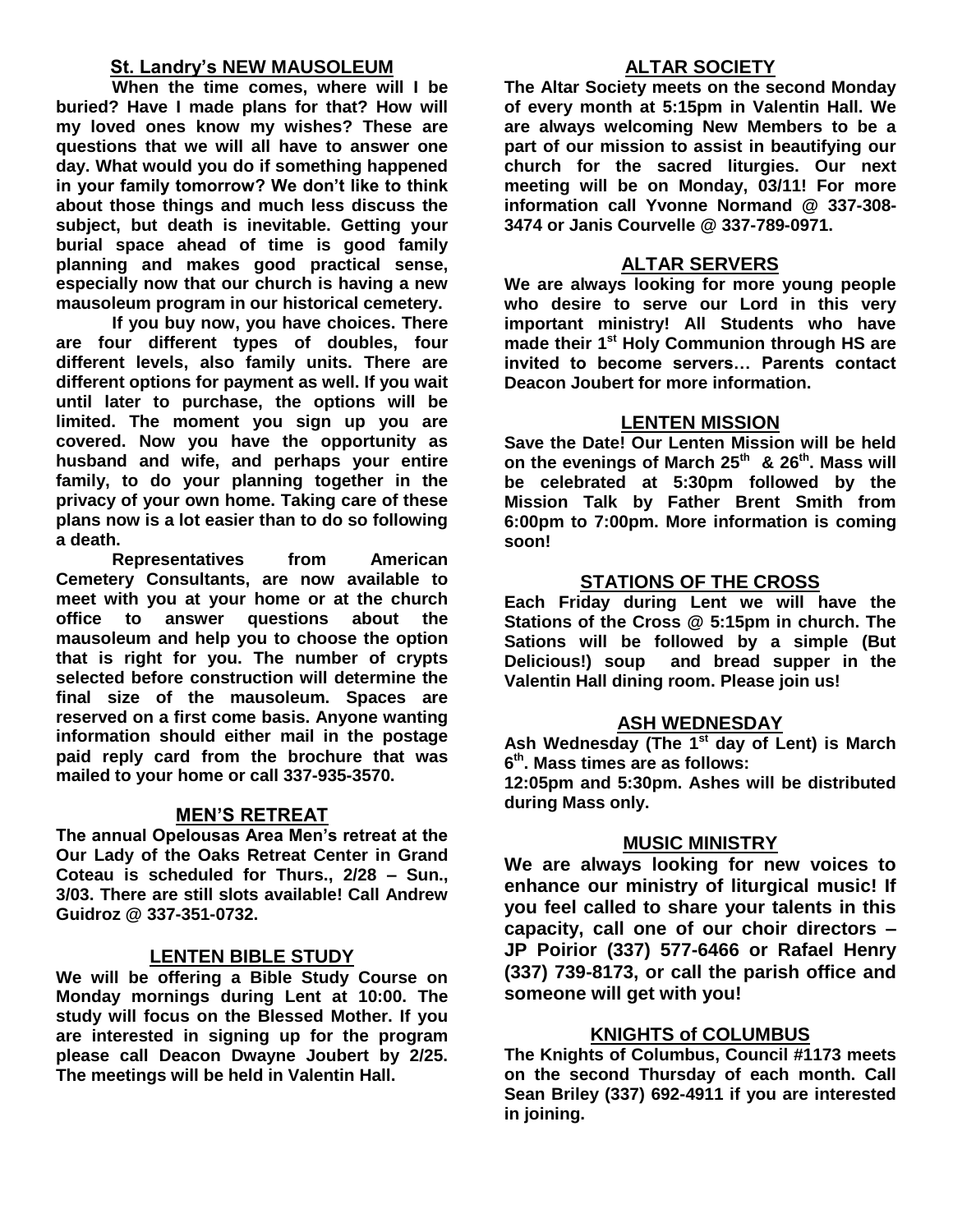## St. Landry's NEW MAUSOLEUM

**When the time comes, where will I be buried? Have I made plans for that? How will my loved ones know my wishes? These are questions that we will all have to answer one day. What would you do if something happened in your family tomorrow? We don't like to think about those things and much less discuss the subject, but death is inevitable. Getting your burial space ahead of time is good family planning and makes good practical sense, especially now that our church is having a new mausoleum program in our historical cemetery.**

**If you buy now, you have choices. There are four different types of doubles, four different levels, also family units. There are different options for payment as well. If you wait until later to purchase, the options will be limited. The moment you sign up you are covered. Now you have the opportunity as husband and wife, and perhaps your entire family, to do your planning together in the privacy of your own home. Taking care of these plans now is a lot easier than to do so following a death.**

**Representatives from American Cemetery Consultants, are now available to meet with you at your home or at the church office to answer questions about the mausoleum and help you to choose the option that is right for you. The number of crypts selected before construction will determine the final size of the mausoleum. Spaces are reserved on a first come basis. Anyone wanting information should either mail in the postage paid reply card from the brochure that was mailed to your home or call 337-935-3570.**

## MEN'S RETREAT

**The annual Opelousas Area Men's retreat at the Our Lady of the Oaks Retreat Center in Grand Coteau is scheduled for Thurs., 2/28 – Sun., 3/03. There are still slots available! Call Andrew Guidroz @ 337-351-0732.**

## LENTEN BIBLE STUDY

**We will be offering a Bible Study Course on Monday mornings during Lent at 10:00. The study will focus on the Blessed Mother. If you are interested in signing up for the program please call Deacon Dwayne Joubert by 2/25. The meetings will be held in Valentin Hall.**

## ALTAR SOCIETY

**The Altar Society meets on the second Monday of every month at 5:15pm in Valentin Hall. We are always welcoming New Members to be a part of our mission to assist in beautifying our church for the sacred liturgies. Our next meeting will be on Monday, 03/11! For more information call Yvonne Normand @ 337-308-3474 or Janis Courvelle @ 337-789-0971.**

## ALTAR SERVERS

**We are always looking for more young people who desire to serve our Lord in this very important ministry! All Students who have made their 1st Holy Communion through HS are invited to become servers… Parents contact Deacon Joubert for more information.**

## LENTEN MISSION

**Save the Date! Our Lenten Mission will be held on the evenings of March 25th & 26th. Mass will be celebrated at 5:30pm followed by the Mission Talk by Father Brent Smith from 6:00pm to 7:00pm. More information is coming soon!**

## STATIONS OF THE CROSS

**Each Friday during Lent we will have the Stations of the Cross @ 5:15pm in church. The Sations will be followed by a simple (But Delicious!) soup and bread supper in the Valentin Hall dining room. Please join us!**

## ASH WEDNESDAY

**Ash Wednesday (The 1st day of Lent) is March 6th. Mass times are as follows:**
**12:05pm and 5:30pm. Ashes will be distributed during Mass only.**

## MUSIC MINISTRY

**We are always looking for new voices to enhance our ministry of liturgical music! If you feel called to share your talents in this capacity, call one of our choir directors – JP Poirior (337) 577-6466 or Rafael Henry (337) 739-8173, or call the parish office and someone will get with you!**

## KNIGHTS of COLUMBUS

**The Knights of Columbus, Council #1173 meets on the second Thursday of each month. Call Sean Briley (337) 692-4911 if you are interested in joining.**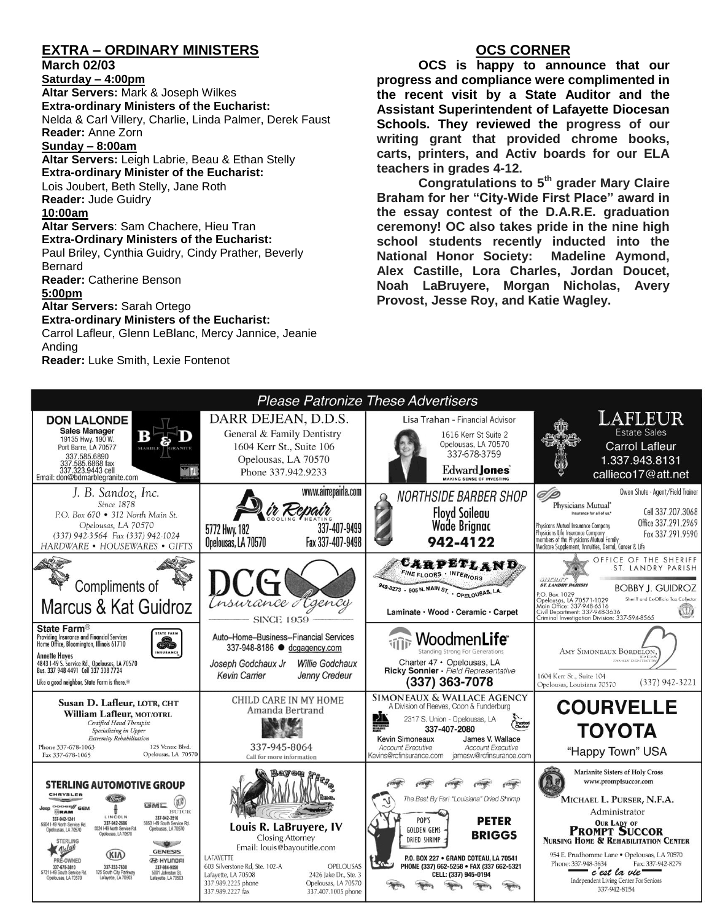## EXTRA – ORDINARY MINISTERS

**March 02/03**

**Saturday – 4:00pm**

**Altar Servers:** Mark & Joseph Wilkes

**Extra-ordinary Ministers of the Eucharist:**
Nelda & Carl Villery, Charlie, Linda Palmer, Derek Faust

**Reader:** Anne Zorn

**Sunday – 8:00am**

**Altar Servers:** Leigh Labrie, Beau & Ethan Stelly

**Extra-ordinary Minister of the Eucharist:**
Lois Joubert, Beth Stelly, Jane Roth

**Reader:** Jude Guidry

**10:00am**

**Altar Servers**: Sam Chachere, Hieu Tran

**Extra-Ordinary Ministers of the Eucharist:**
Paul Briley, Cynthia Guidry, Cindy Prather, Beverly Bernard

**Reader:** Catherine Benson

**5:00pm**

**Altar Servers:** Sarah Ortego

**Extra-ordinary Ministers of the Eucharist:**
Carrol Lafleur, Glenn LeBlanc, Mercy Jannice, Jeanie Anding

**Reader:** Luke Smith, Lexie Fontenot

## OCS CORNER

**OCS is happy to announce that our progress and compliance were complimented in the recent visit by a State Auditor and the Assistant Superintendent of Lafayette Diocesan Schools. They reviewed the progress of our writing grant that provided chrome books, carts, printers, and Activ boards for our ELA teachers in grades 4-12.**

**Congratulations to 5th grader Mary Claire Braham for her "City-Wide First Place" award in the essay contest of the D.A.R.E. graduation ceremony! OC also takes pride in the nine high school students recently inducted into the National Honor Society: Madeline Aymond, Alex Castille, Lora Charles, Jordan Doucet, Noah LaBruyere, Morgan Nicholas, Avery Provost, Jesse Roy, and Katie Wagley.**

## Please Patronize These Advertisers

**DON LALONDE** Sales Manager, 19135 Hwy. 190 W., Port Barre, LA 70577, 337.585.6890, 337.585.6868 fax, 337.323.9443 cell, Email: don@bdmarblegranite.com — B & D Marble Granite

**DARR DEJEAN, D.D.S.** General & Family Dentistry, 1604 Kerr St., Suite 106, Opelousas, LA 70570, Phone 337.942.9233

**Lisa Trahan** - Financial Advisor, 1616 Kerr St Suite 2, Opelousas, LA 70570, 337-678-3759 — Edward Jones, Making Sense of Investing

**LAFLEUR** Estate Sales, Carrol Lafleur, 1.337.943.8131, callieco17@att.net

**J. B. Sandoz, Inc.** Since 1878, P.O. Box 670 • 312 North Main St., Opelousas, LA 70570, (337) 942-3564 Fax (337) 942-1024, HARDWARE • HOUSEWARES • GIFTS

**Air Repair** Cooling Heating, www.airrepairla.com, 5772 Hwy. 182, Opelousas, LA 70570, 337-407-9499, Fax 337-407-9498

**NORTHSIDE BARBER SHOP** Floyd Soileau, Wade Brignac, 942-4122

**Physicians Mutual** Insurance for all of us. Owen Shute - Agent/Field Trainer, Cell 337.207.3068, Office 337.291.2969, Fax 337.291.9590. Physicians Mutual Insurance Company, Physicians Life Insurance Company, members of the Physicians Mutual Family. Medicare Supplement, Annuities, Dental, Cancer & Life

**Compliments of Marcus & Kat Guidroz**

**DCG Insurance Agency** SINCE 1959

**CARPETLAND** Fine Floors • Interiors, 948-8273 • 905 N. Main St. • Opelousas, LA. Laminate • Wood • Ceramic • Carpet

**OFFICE OF THE SHERIFF ST. LANDRY PARISH** BOBBY J. GUIDROZ, Sheriff and Ex-Officio Tax Collector, P.O. Box 1029, Opelousas, LA 70571-1029, Main Office: 337-948-6516, Civil Department: 337-948-3636, Criminal Investigation Division: 337-594-8565

**State Farm®** Providing Insurance and Financial Services, Home Office, Bloomington, Illinois 61710. Annette Hayes, 4843 I-49 S. Service Rd., Opelousas, LA 70570, Bus. 337 948 4491 Cell 337 308 7724. Like a good neighbor, State Farm is there.®

Auto–Home–Business--Financial Services, 337-948-8186 ● dcgagency.com, Joseph Godchaux Jr, Willie Godchaux, Kevin Carrier, Jenny Credeur

**WoodmenLife** Standing Strong For Generations, Charter 47 • Opelousas, LA, Ricky Sonnier - Field Representative, (337) 363-7078

**AMY SIMONEAUX BORDELON, DDS** Family Dentistry, 1604 Kerr St., Suite 104, Opelousas, Louisiana 70570, (337) 942-3221

**Susan D. Lafleur, LOTR, CHT** / **William Lafleur, MOT/OTRL** Certified Hand Therapist, Specializing in Upper Extremity Rehabilitation, Phone 337-678-1063, Fax 337-678-1065, 125 Ventre Blvd., Opelousas, LA 70570

**CHILD CARE IN MY HOME** Amanda Bertrand, 337-945-8064, Call for more information

**SIMONEAUX & WALLACE AGENCY** A Division of Reeves, Coon & Funderburg, 2317 S. Union - Opelousas, LA, 337-407-2080, Kevin Simoneaux Account Executive, James V. Wallace Account Executive, Kevins@rcfinsurance.com, jamesw@rcfinsurance.com

**COURVELLE TOYOTA** "Happy Town" USA

**STERLING AUTOMOTIVE GROUP** Chrysler, Jeep, Dodge, Ram, GEM: 337-942-1241, 5504 I-49 North Service Rd. Opelousas, LA 70570. Ford / Lincoln: 337-942-2686, 5524 I-49 North Service Rd. Opelousas, LA 70570. GMC / Buick: 337-942-3516, 5853 I-49 South Service Rd. Opelousas, LA 70570. Sterling Value Pre-Owned: 337-678-3810, 5731 I-49 South Service Rd. Opelousas, LA 70570. Kia: 337-233-7630, 125 South City Parkway, Lafayette, LA 70503. Genesis / Hyundai: 337-984-9050, 5001 Johnston St. Lafayette, LA 70503

**Bayou Title, Inc.** Louis R. LaBruyere, IV, Closing Attorney, Email: louis@bayoutitle.com. LAFAYETTE: 603 Silverstone Rd, Ste. 102-A, Lafayette, LA 70508, 337.989.2225 phone, 337.989.2227 fax. OPELOUSAS: 2426 Jake Dr., Ste. 3, Opelousas, LA 70570, 337.407.1005 phone

The Best By Far! "Louisiana" Dried Shrimp. POP'S GOLDEN GEMS DRIED SHRIMP — **PETER BRIGGS**, P.O. BOX 227 • GRAND COTEAU, LA 70541, PHONE (337) 662-5258 • FAX (337) 662-5321, CELL: (337) 945-0194

Marianite Sisters of Holy Cross, www.promptsuccor.com. **MICHAEL L. PURSER, N.F.A.** Administrator. **OUR LADY OF PROMPT SUCCOR NURSING HOME & REHABILITATION CENTER**, 954 E. Prudhomme Lane • Opelousas, LA 70570, Phone: 337-948-3634 Fax: 337-942-8279. *c'est la vie* Independent Living Center For Seniors, 337-942-8154